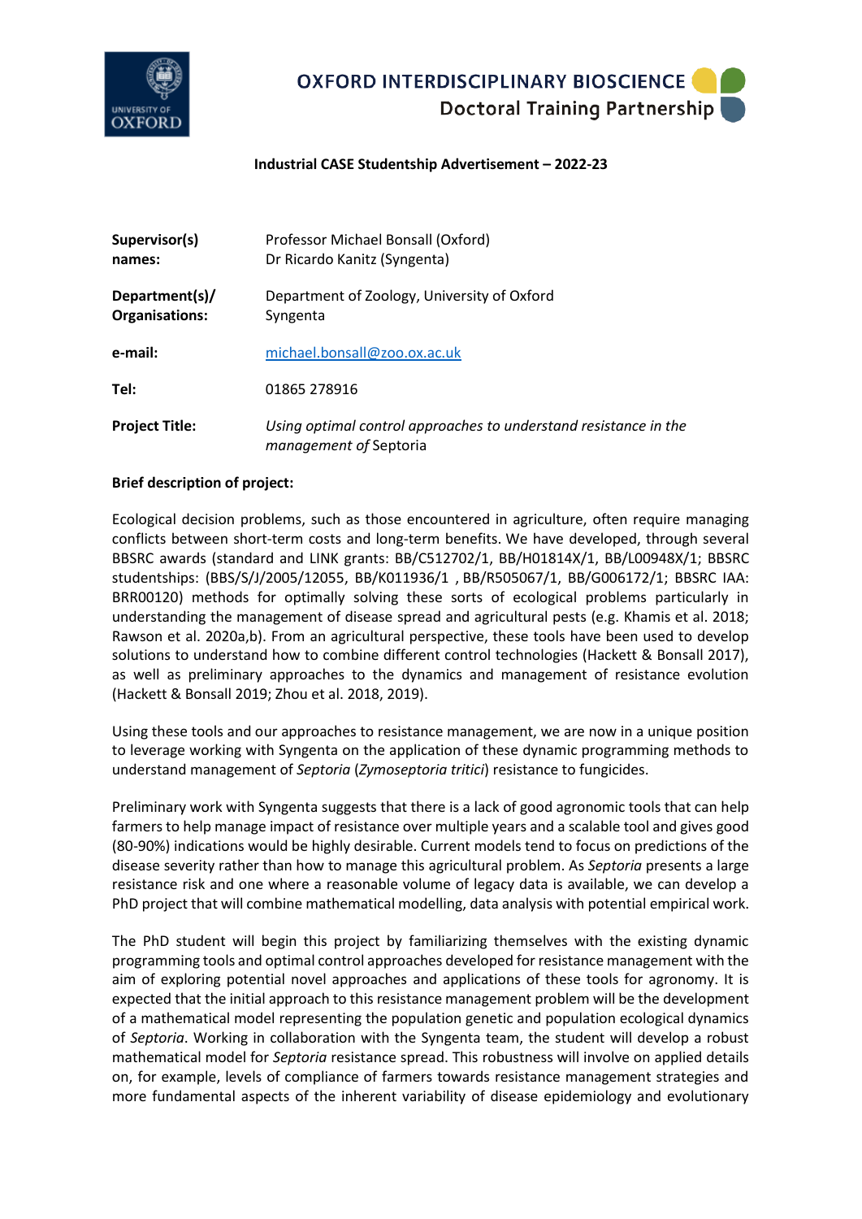# OXFORD INTERDISCIPLINARY BIOSCIENCE
## Doctoral Training Partnership

**Industrial CASE Studentship Advertisement – 2022-23**

| | |
|---|---|
| **Supervisor(s) names:** | Professor Michael Bonsall (Oxford)<br>Dr Ricardo Kanitz (Syngenta) |
| **Department(s)/ Organisations:** | Department of Zoology, University of Oxford<br>Syngenta |
| **e-mail:** | michael.bonsall@zoo.ox.ac.uk |
| **Tel:** | 01865 278916 |
| **Project Title:** | *Using optimal control approaches to understand resistance in the management of* Septoria |

**Brief description of project:**

Ecological decision problems, such as those encountered in agriculture, often require managing conflicts between short-term costs and long-term benefits. We have developed, through several BBSRC awards (standard and LINK grants: BB/C512702/1, BB/H01814X/1, BB/L00948X/1; BBSRC studentships: (BBS/S/J/2005/12055, BB/K011936/1 , BB/R505067/1, BB/G006172/1; BBSRC IAA: BRR00120) methods for optimally solving these sorts of ecological problems particularly in understanding the management of disease spread and agricultural pests (e.g. Khamis et al. 2018; Rawson et al. 2020a,b). From an agricultural perspective, these tools have been used to develop solutions to understand how to combine different control technologies (Hackett & Bonsall 2017), as well as preliminary approaches to the dynamics and management of resistance evolution (Hackett & Bonsall 2019; Zhou et al. 2018, 2019).

Using these tools and our approaches to resistance management, we are now in a unique position to leverage working with Syngenta on the application of these dynamic programming methods to understand management of *Septoria* (*Zymoseptoria tritici*) resistance to fungicides.

Preliminary work with Syngenta suggests that there is a lack of good agronomic tools that can help farmers to help manage impact of resistance over multiple years and a scalable tool and gives good (80-90%) indications would be highly desirable. Current models tend to focus on predictions of the disease severity rather than how to manage this agricultural problem. As *Septoria* presents a large resistance risk and one where a reasonable volume of legacy data is available, we can develop a PhD project that will combine mathematical modelling, data analysis with potential empirical work.

The PhD student will begin this project by familiarizing themselves with the existing dynamic programming tools and optimal control approaches developed for resistance management with the aim of exploring potential novel approaches and applications of these tools for agronomy. It is expected that the initial approach to this resistance management problem will be the development of a mathematical model representing the population genetic and population ecological dynamics of *Septoria*. Working in collaboration with the Syngenta team, the student will develop a robust mathematical model for *Septoria* resistance spread. This robustness will involve on applied details on, for example, levels of compliance of farmers towards resistance management strategies and more fundamental aspects of the inherent variability of disease epidemiology and evolutionary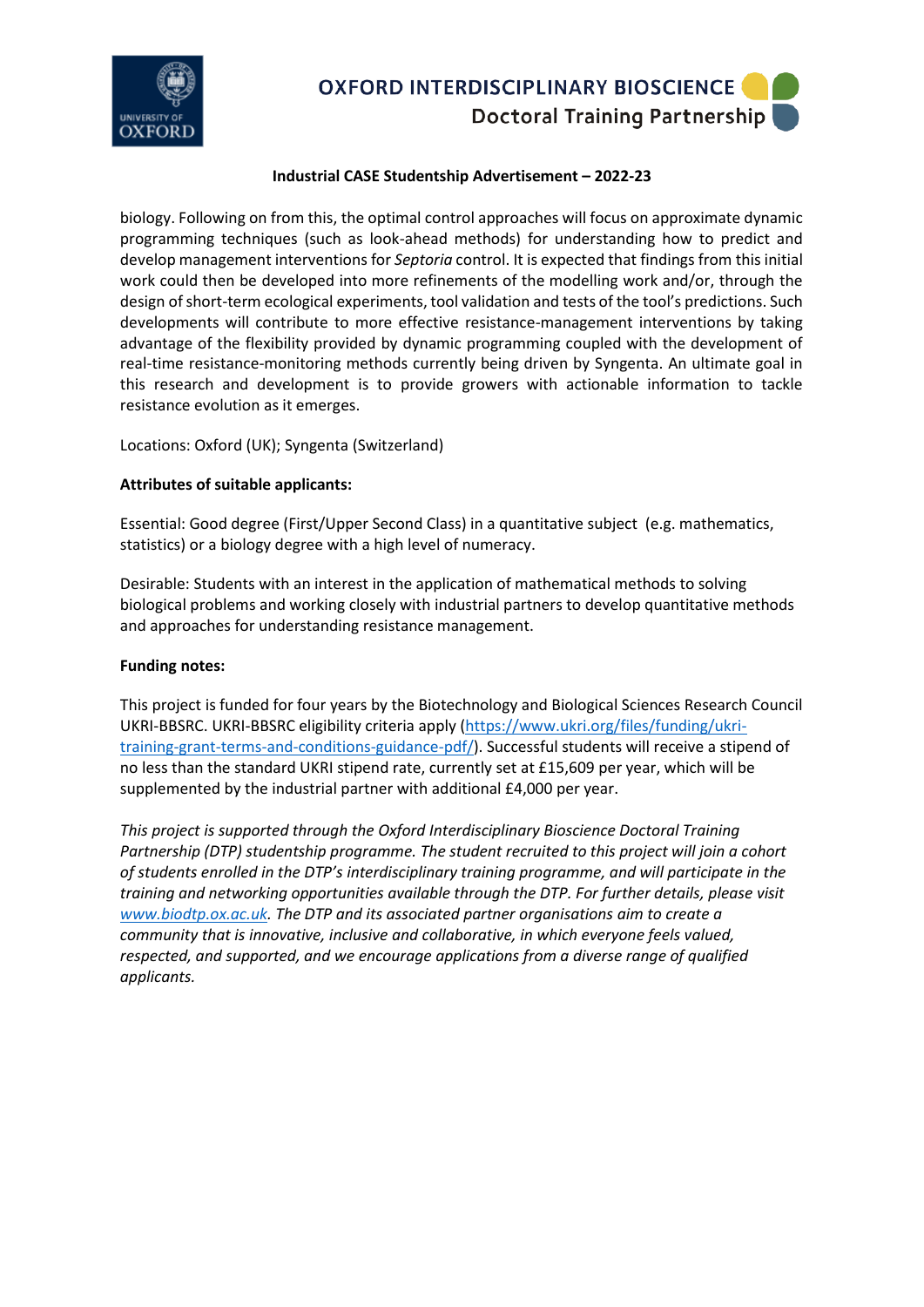biology. Following on from this, the optimal control approaches will focus on approximate dynamic programming techniques (such as look-ahead methods) for understanding how to predict and develop management interventions for *Septoria* control. It is expected that findings from this initial work could then be developed into more refinements of the modelling work and/or, through the design of short-term ecological experiments, tool validation and tests of the tool's predictions. Such developments will contribute to more effective resistance-management interventions by taking advantage of the flexibility provided by dynamic programming coupled with the development of real-time resistance-monitoring methods currently being driven by Syngenta. An ultimate goal in this research and development is to provide growers with actionable information to tackle resistance evolution as it emerges.

Locations: Oxford (UK); Syngenta (Switzerland)

**Attributes of suitable applicants:**

Essential: Good degree (First/Upper Second Class) in a quantitative subject (e.g. mathematics, statistics) or a biology degree with a high level of numeracy.

Desirable: Students with an interest in the application of mathematical methods to solving biological problems and working closely with industrial partners to develop quantitative methods and approaches for understanding resistance management.

**Funding notes:**

This project is funded for four years by the Biotechnology and Biological Sciences Research Council UKRI-BBSRC. UKRI-BBSRC eligibility criteria apply (https://www.ukri.org/files/funding/ukri-training-grant-terms-and-conditions-guidance-pdf/). Successful students will receive a stipend of no less than the standard UKRI stipend rate, currently set at £15,609 per year, which will be supplemented by the industrial partner with additional £4,000 per year.

*This project is supported through the Oxford Interdisciplinary Bioscience Doctoral Training Partnership (DTP) studentship programme. The student recruited to this project will join a cohort of students enrolled in the DTP's interdisciplinary training programme, and will participate in the training and networking opportunities available through the DTP. For further details, please visit www.biodtp.ox.ac.uk. The DTP and its associated partner organisations aim to create a community that is innovative, inclusive and collaborative, in which everyone feels valued, respected, and supported, and we encourage applications from a diverse range of qualified applicants.*